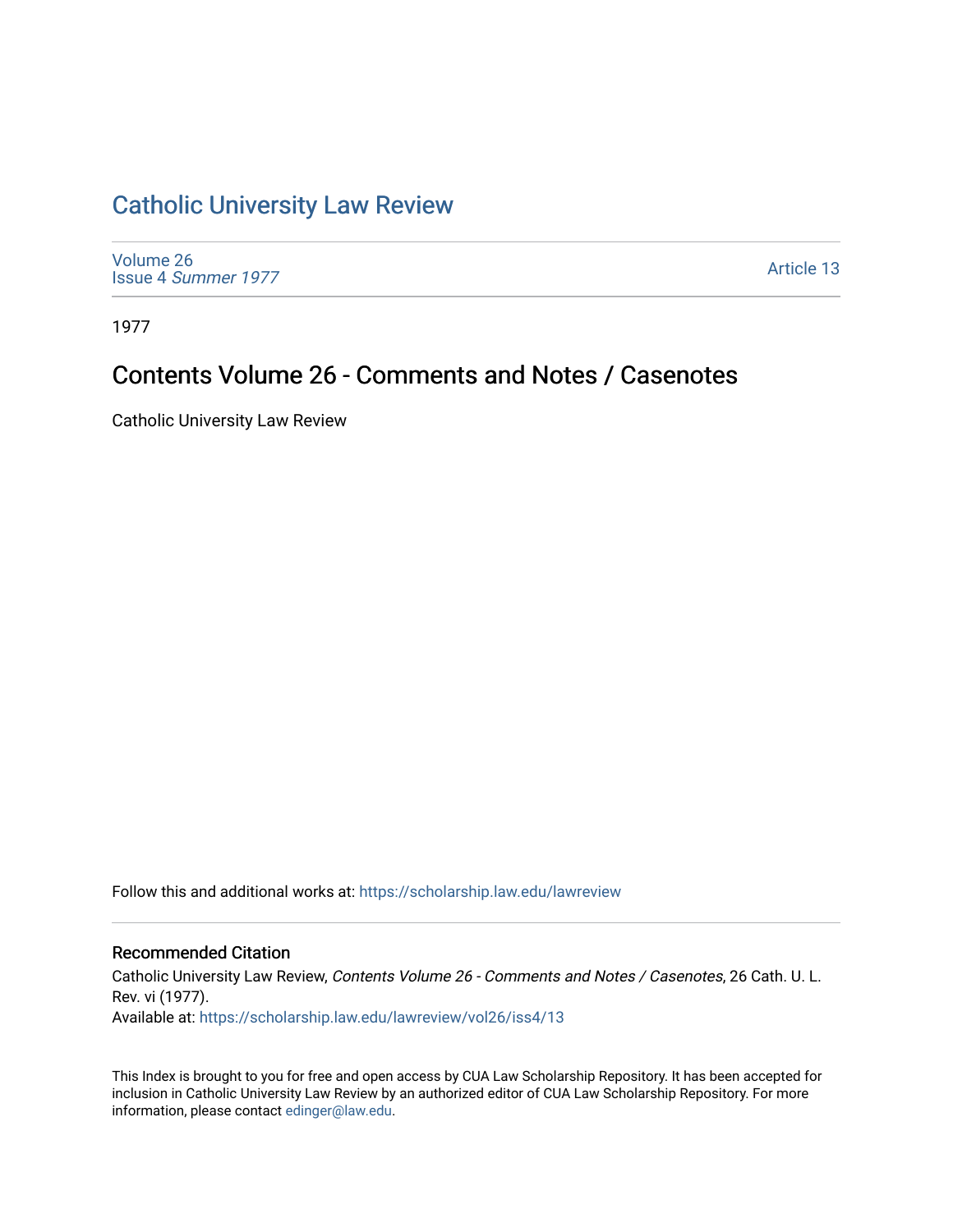# Catholic University Law Review

Volume 26
Issue 4 *Summer 1977*

Article 13

1977

## Contents Volume 26 - Comments and Notes / Casenotes

Catholic University Law Review

Follow this and additional works at: https://scholarship.law.edu/lawreview

### Recommended Citation

Catholic University Law Review, *Contents Volume 26 - Comments and Notes / Casenotes*, 26 Cath. U. L. Rev. vi (1977).
Available at: https://scholarship.law.edu/lawreview/vol26/iss4/13

This Index is brought to you for free and open access by CUA Law Scholarship Repository. It has been accepted for inclusion in Catholic University Law Review by an authorized editor of CUA Law Scholarship Repository. For more information, please contact edinger@law.edu.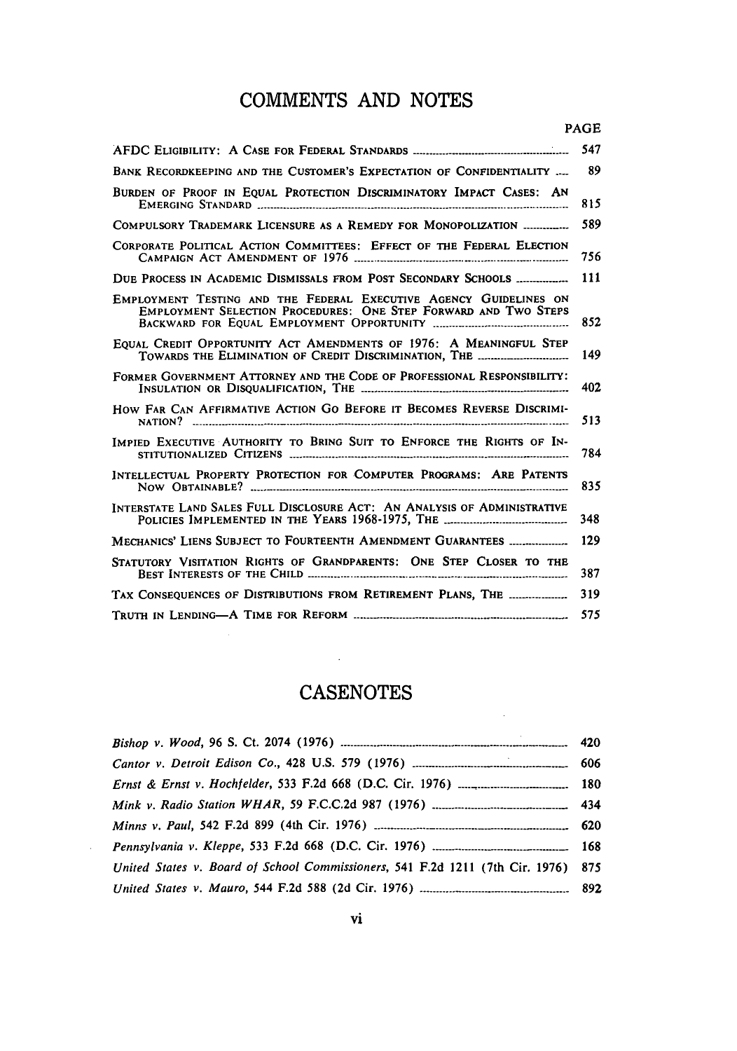# COMMENTS AND NOTES

| | PAGE |
|---|---|
| AFDC ELIGIBILITY: A CASE FOR FEDERAL STANDARDS | 547 |
| BANK RECORDKEEPING AND THE CUSTOMER'S EXPECTATION OF CONFIDENTIALITY | 89 |
| BURDEN OF PROOF IN EQUAL PROTECTION DISCRIMINATORY IMPACT CASES: AN EMERGING STANDARD | 815 |
| COMPULSORY TRADEMARK LICENSURE AS A REMEDY FOR MONOPOLIZATION | 589 |
| CORPORATE POLITICAL ACTION COMMITTEES: EFFECT OF THE FEDERAL ELECTION CAMPAIGN ACT AMENDMENT OF 1976 | 756 |
| DUE PROCESS IN ACADEMIC DISMISSALS FROM POST SECONDARY SCHOOLS | 111 |
| EMPLOYMENT TESTING AND THE FEDERAL EXECUTIVE AGENCY GUIDELINES ON EMPLOYMENT SELECTION PROCEDURES: ONE STEP FORWARD AND TWO STEPS BACKWARD FOR EQUAL EMPLOYMENT OPPORTUNITY | 852 |
| EQUAL CREDIT OPPORTUNITY ACT AMENDMENTS OF 1976: A MEANINGFUL STEP TOWARDS THE ELIMINATION OF CREDIT DISCRIMINATION, THE | 149 |
| FORMER GOVERNMENT ATTORNEY AND THE CODE OF PROFESSIONAL RESPONSIBILITY: INSULATION OR DISQUALIFICATION, THE | 402 |
| HOW FAR CAN AFFIRMATIVE ACTION GO BEFORE IT BECOMES REVERSE DISCRIMINATION? | 513 |
| IMPIED EXECUTIVE AUTHORITY TO BRING SUIT TO ENFORCE THE RIGHTS OF INSTITUTIONALIZED CITIZENS | 784 |
| INTELLECTUAL PROPERTY PROTECTION FOR COMPUTER PROGRAMS: ARE PATENTS NOW OBTAINABLE? | 835 |
| INTERSTATE LAND SALES FULL DISCLOSURE ACT: AN ANALYSIS OF ADMINISTRATIVE POLICIES IMPLEMENTED IN THE YEARS 1968-1975, THE | 348 |
| MECHANICS' LIENS SUBJECT TO FOURTEENTH AMENDMENT GUARANTEES | 129 |
| STATUTORY VISITATION RIGHTS OF GRANDPARENTS: ONE STEP CLOSER TO THE BEST INTERESTS OF THE CHILD | 387 |
| TAX CONSEQUENCES OF DISTRIBUTIONS FROM RETIREMENT PLANS, THE | 319 |
| TRUTH IN LENDING—A TIME FOR REFORM | 575 |

# CASENOTES

| | |
|---|---|
| *Bishop v. Wood*, 96 S. Ct. 2074 (1976) | 420 |
| *Cantor v. Detroit Edison Co.*, 428 U.S. 579 (1976) | 606 |
| *Ernst & Ernst v. Hochfelder*, 533 F.2d 668 (D.C. Cir. 1976) | 180 |
| *Mink v. Radio Station WHAR*, 59 F.C.C.2d 987 (1976) | 434 |
| *Minns v. Paul*, 542 F.2d 899 (4th Cir. 1976) | 620 |
| *Pennsylvania v. Kleppe*, 533 F.2d 668 (D.C. Cir. 1976) | 168 |
| *United States v. Board of School Commissioners*, 541 F.2d 1211 (7th Cir. 1976) | 875 |
| *United States v. Mauro*, 544 F.2d 588 (2d Cir. 1976) | 892 |